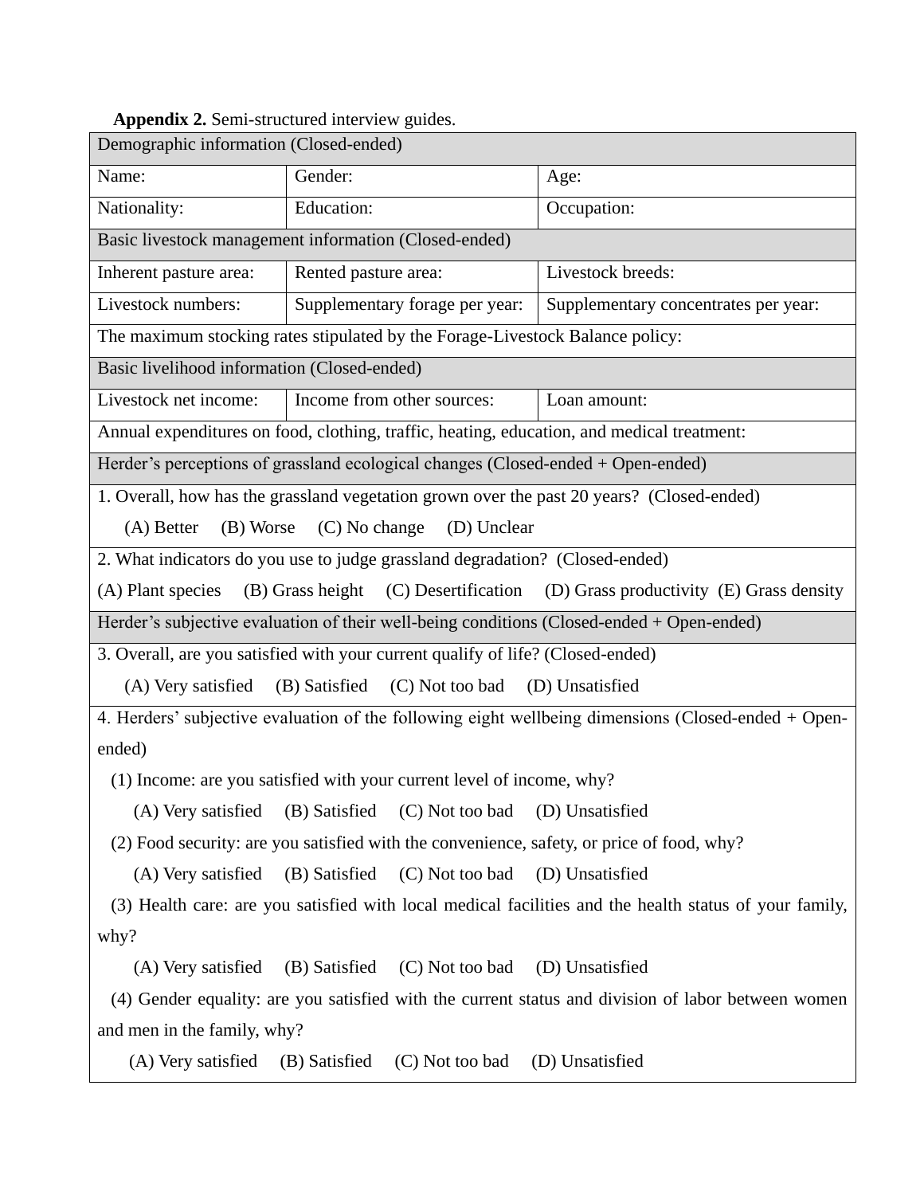**Appendix 2.** Semi-structured interview guides.

| Demographic information (Closed-ended) | | |
|---|---|---|
| Name: | Gender: | Age: |
| Nationality: | Education: | Occupation: |
| **Basic livestock management information (Closed-ended)** | | |
| Inherent pasture area: | Rented pasture area: | Livestock breeds: |
| Livestock numbers: | Supplementary forage per year: | Supplementary concentrates per year: |
| The maximum stocking rates stipulated by the Forage-Livestock Balance policy: | | |
| **Basic livelihood information (Closed-ended)** | | |
| Livestock net income: | Income from other sources: | Loan amount: |
| Annual expenditures on food, clothing, traffic, heating, education, and medical treatment: | | |
| **Herder's perceptions of grassland ecological changes (Closed-ended + Open-ended)** | | |
| 1. Overall, how has the grassland vegetation grown over the past 20 years? (Closed-ended)<br>(A) Better (B) Worse (C) No change (D) Unclear | | |
| 2. What indicators do you use to judge grassland degradation? (Closed-ended)<br>(A) Plant species (B) Grass height (C) Desertification (D) Grass productivity (E) Grass density | | |
| **Herder's subjective evaluation of their well-being conditions (Closed-ended + Open-ended)** | | |
| 3. Overall, are you satisfied with your current qualify of life? (Closed-ended)<br>(A) Very satisfied (B) Satisfied (C) Not too bad (D) Unsatisfied | | |
| 4. Herders' subjective evaluation of the following eight wellbeing dimensions (Closed-ended + Open-ended)<br>(1) Income: are you satisfied with your current level of income, why?<br>(A) Very satisfied (B) Satisfied (C) Not too bad (D) Unsatisfied<br>(2) Food security: are you satisfied with the convenience, safety, or price of food, why?<br>(A) Very satisfied (B) Satisfied (C) Not too bad (D) Unsatisfied<br>(3) Health care: are you satisfied with local medical facilities and the health status of your family, why?<br>(A) Very satisfied (B) Satisfied (C) Not too bad (D) Unsatisfied<br>(4) Gender equality: are you satisfied with the current status and division of labor between women and men in the family, why?<br>(A) Very satisfied (B) Satisfied (C) Not too bad (D) Unsatisfied | | |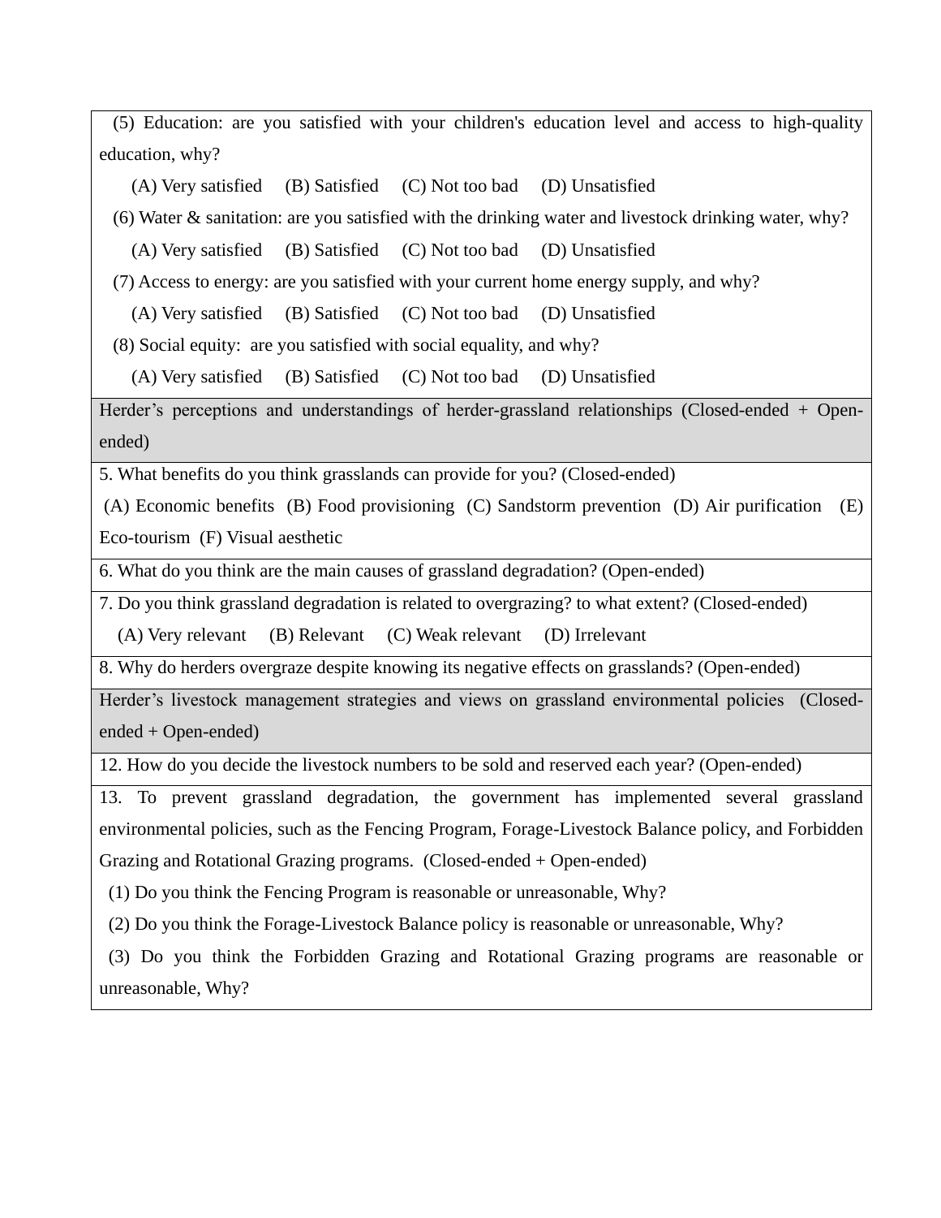(5) Education: are you satisfied with your children's education level and access to high-quality education, why?

(A) Very satisfied (B) Satisfied (C) Not too bad (D) Unsatisfied

(6) Water & sanitation: are you satisfied with the drinking water and livestock drinking water, why?

(A) Very satisfied (B) Satisfied (C) Not too bad (D) Unsatisfied

(7) Access to energy: are you satisfied with your current home energy supply, and why?

(A) Very satisfied (B) Satisfied (C) Not too bad (D) Unsatisfied

(8) Social equity: are you satisfied with social equality, and why?

(A) Very satisfied (B) Satisfied (C) Not too bad (D) Unsatisfied

**Herder's perceptions and understandings of herder-grassland relationships (Closed-ended + Open-ended)**

5. What benefits do you think grasslands can provide for you? (Closed-ended)

(A) Economic benefits (B) Food provisioning (C) Sandstorm prevention (D) Air purification (E) Eco-tourism (F) Visual aesthetic

6. What do you think are the main causes of grassland degradation? (Open-ended)

7. Do you think grassland degradation is related to overgrazing? to what extent? (Closed-ended)

(A) Very relevant (B) Relevant (C) Weak relevant (D) Irrelevant

8. Why do herders overgraze despite knowing its negative effects on grasslands? (Open-ended)

**Herder's livestock management strategies and views on grassland environmental policies (Closed-ended + Open-ended)**

12. How do you decide the livestock numbers to be sold and reserved each year? (Open-ended)

13. To prevent grassland degradation, the government has implemented several grassland environmental policies, such as the Fencing Program, Forage-Livestock Balance policy, and Forbidden Grazing and Rotational Grazing programs. (Closed-ended + Open-ended)

(1) Do you think the Fencing Program is reasonable or unreasonable, Why?

(2) Do you think the Forage-Livestock Balance policy is reasonable or unreasonable, Why?

(3) Do you think the Forbidden Grazing and Rotational Grazing programs are reasonable or unreasonable, Why?